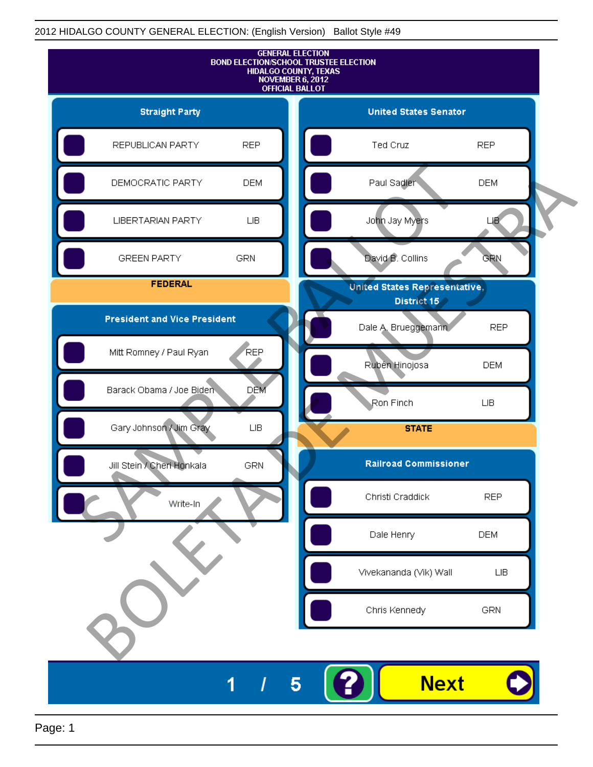2012 HIDALGO COUNTY GENERAL ELECTION: (English Version) Ballot Style #49

# GENERAL ELECTION
## BOND ELECTION/SCHOOL TRUSTEE ELECTION
## HIDALGO COUNTY, TEXAS
## NOVEMBER 6, 2012
## OFFICIAL BALLOT

### Straight Party

| Candidate | Party |
|---|---|
| REPUBLICAN PARTY | REP |
| DEMOCRATIC PARTY | DEM |
| LIBERTARIAN PARTY | LIB |
| GREEN PARTY | GRN |

## FEDERAL

### President and Vice President

| Candidate | Party |
|---|---|
| Mitt Romney / Paul Ryan | REP |
| Barack Obama / Joe Biden | DEM |
| Gary Johnson / Jim Gray | LIB |
| Jill Stein / Cheri Honkala | GRN |
| Write-In | |

### United States Senator

| Candidate | Party |
|---|---|
| Ted Cruz | REP |
| Paul Sadler | DEM |
| John Jay Myers | LIB |
| David B. Collins | GRN |

### United States Representative, District 15

| Candidate | Party |
|---|---|
| Dale A. Brueggemann | REP |
| Rubén Hinojosa | DEM |
| Ron Finch | LIB |

## STATE

### Railroad Commissioner

| Candidate | Party |
|---|---|
| Christi Craddick | REP |
| Dale Henry | DEM |
| Vivekananda (Vik) Wall | LIB |
| Chris Kennedy | GRN |

SAMPLE BALLOT BOLETA DE MUESTRA

1 / 5

Next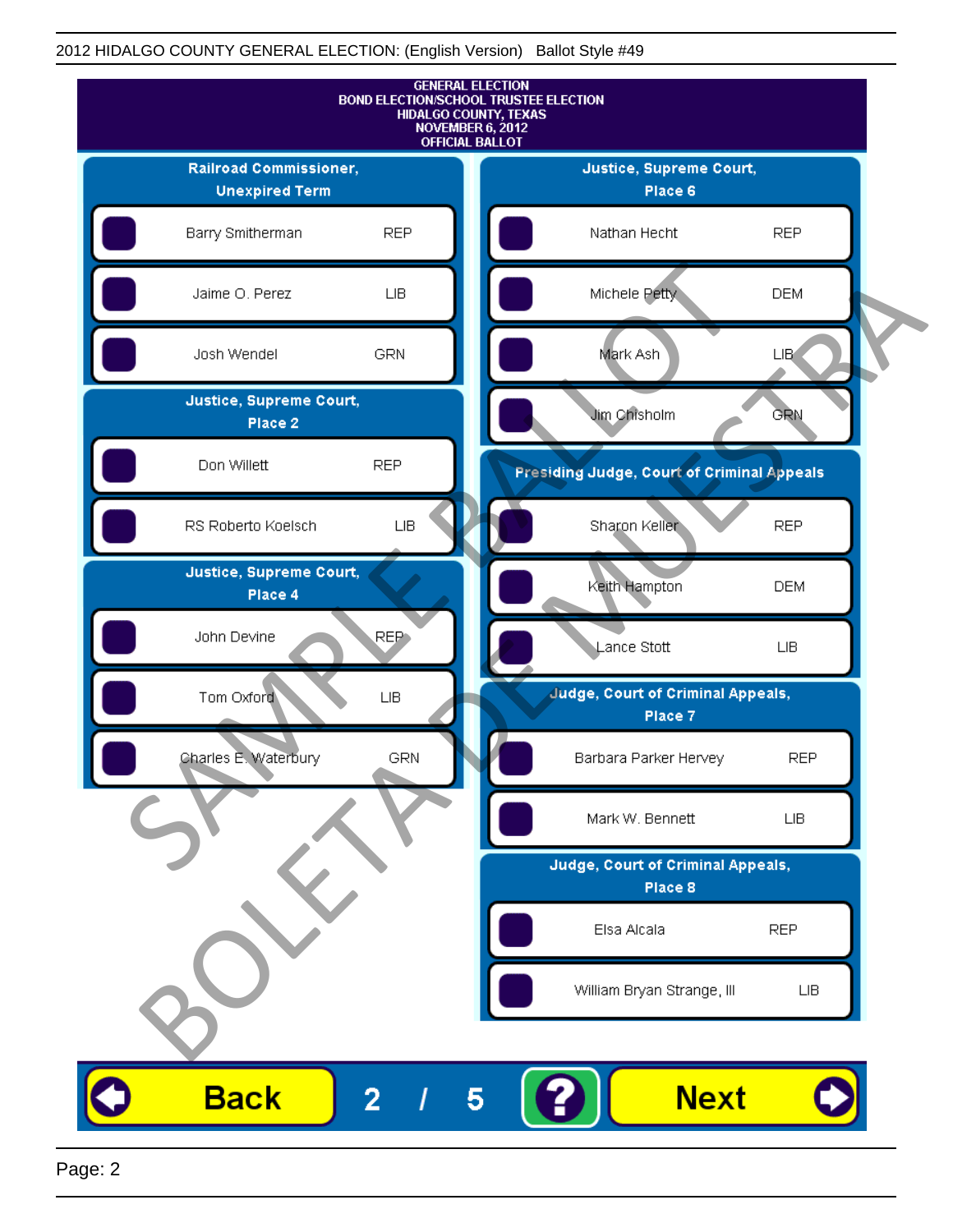GENERAL ELECTION
BOND ELECTION/SCHOOL TRUSTEE ELECTION
HIDALGO COUNTY, TEXAS
NOVEMBER 6, 2012
OFFICIAL BALLOT

## Railroad Commissioner, Unexpired Term

| Candidate | Party |
|---|---|
| Barry Smitherman | REP |
| Jaime O. Perez | LIB |
| Josh Wendel | GRN |

## Justice, Supreme Court, Place 2

| Candidate | Party |
|---|---|
| Don Willett | REP |
| RS Roberto Koelsch | LIB |

## Justice, Supreme Court, Place 4

| Candidate | Party |
|---|---|
| John Devine | REP |
| Tom Oxford | LIB |
| Charles E. Waterbury | GRN |

## Justice, Supreme Court, Place 6

| Candidate | Party |
|---|---|
| Nathan Hecht | REP |
| Michele Petty | DEM |
| Mark Ash | LIB |
| Jim Chisholm | GRN |

## Presiding Judge, Court of Criminal Appeals

| Candidate | Party |
|---|---|
| Sharon Keller | REP |
| Keith Hampton | DEM |
| Lance Stott | LIB |

## Judge, Court of Criminal Appeals, Place 7

| Candidate | Party |
|---|---|
| Barbara Parker Hervey | REP |
| Mark W. Bennett | LIB |

## Judge, Court of Criminal Appeals, Place 8

| Candidate | Party |
|---|---|
| Elsa Alcala | REP |
| William Bryan Strange, III | LIB |

SAMPLE BALLOT
BOLETA DE MUESTRA

Back 2 / 5 ? Next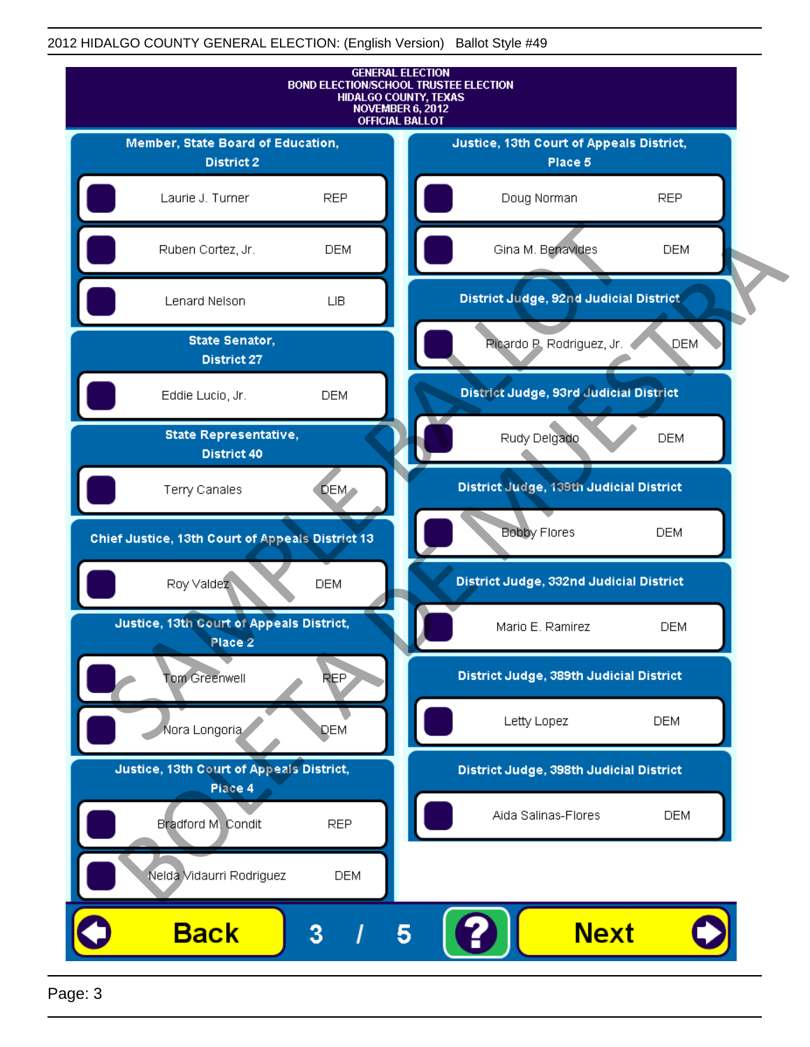GENERAL ELECTION
BOND ELECTION/SCHOOL TRUSTEE ELECTION
HIDALGO COUNTY, TEXAS
NOVEMBER 6, 2012
OFFICIAL BALLOT

## Member, State Board of Education, District 2

| Candidate | Party |
| --- | --- |
| Laurie J. Turner | REP |
| Ruben Cortez, Jr. | DEM |
| Lenard Nelson | LIB |

## State Senator, District 27

| Candidate | Party |
| --- | --- |
| Eddie Lucio, Jr. | DEM |

## State Representative, District 40

| Candidate | Party |
| --- | --- |
| Terry Canales | DEM |

## Chief Justice, 13th Court of Appeals District 13

| Candidate | Party |
| --- | --- |
| Roy Valdez | DEM |

## Justice, 13th Court of Appeals District, Place 2

| Candidate | Party |
| --- | --- |
| Tom Greenwell | REP |
| Nora Longoria | DEM |

## Justice, 13th Court of Appeals District, Place 4

| Candidate | Party |
| --- | --- |
| Bradford M. Condit | REP |
| Nelda Vidaurri Rodriguez | DEM |

## Justice, 13th Court of Appeals District, Place 5

| Candidate | Party |
| --- | --- |
| Doug Norman | REP |
| Gina M. Benavides | DEM |

## District Judge, 92nd Judicial District

| Candidate | Party |
| --- | --- |
| Ricardo P. Rodriguez, Jr. | DEM |

## District Judge, 93rd Judicial District

| Candidate | Party |
| --- | --- |
| Rudy Delgado | DEM |

## District Judge, 139th Judicial District

| Candidate | Party |
| --- | --- |
| Bobby Flores | DEM |

## District Judge, 332nd Judicial District

| Candidate | Party |
| --- | --- |
| Mario E. Ramirez | DEM |

## District Judge, 389th Judicial District

| Candidate | Party |
| --- | --- |
| Letty Lopez | DEM |

## District Judge, 398th Judicial District

| Candidate | Party |
| --- | --- |
| Aida Salinas-Flores | DEM |

SAMPLE BALLOT / BOLETA DE MUESTRA

Back 3 / 5 ? Next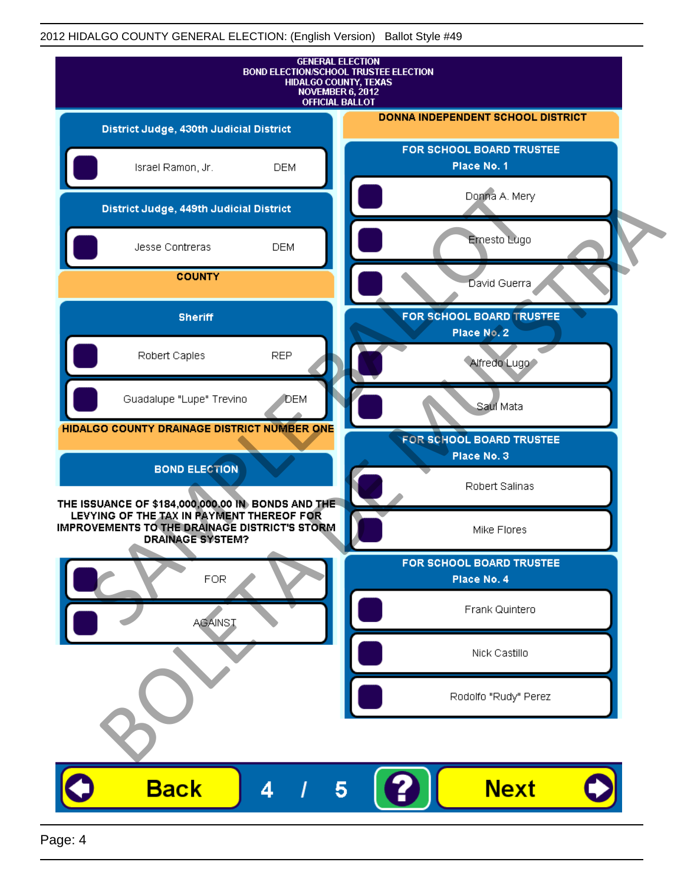2012 HIDALGO COUNTY GENERAL ELECTION: (English Version) Ballot Style #49

**GENERAL ELECTION**
**BOND ELECTION/SCHOOL TRUSTEE ELECTION**
**HIDALGO COUNTY, TEXAS**
**NOVEMBER 6, 2012**
**OFFICIAL BALLOT**

## District Judge, 430th Judicial District

- Israel Ramon, Jr. DEM

## District Judge, 449th Judicial District

- Jesse Contreras DEM

## COUNTY

### Sheriff

- Robert Caples REP
- Guadalupe "Lupe" Trevino DEM

## HIDALGO COUNTY DRAINAGE DISTRICT NUMBER ONE

### BOND ELECTION

**THE ISSUANCE OF $184,000,000.00 IN BONDS AND THE LEVYING OF THE TAX IN PAYMENT THEREOF FOR IMPROVEMENTS TO THE DRAINAGE DISTRICT'S STORM DRAINAGE SYSTEM?**

- FOR
- AGAINST

## DONNA INDEPENDENT SCHOOL DISTRICT

### FOR SCHOOL BOARD TRUSTEE Place No. 1

- Donna A. Mery
- Ernesto Lugo
- David Guerra

### FOR SCHOOL BOARD TRUSTEE Place No. 2

- Alfredo Lugo
- Saul Mata

### FOR SCHOOL BOARD TRUSTEE Place No. 3

- Robert Salinas
- Mike Flores

### FOR SCHOOL BOARD TRUSTEE Place No. 4

- Frank Quintero
- Nick Castillo
- Rodolfo "Rudy" Perez

SAMPLE BALLOT BOLETA DE MUESTRA

Back 4 / 5 ? Next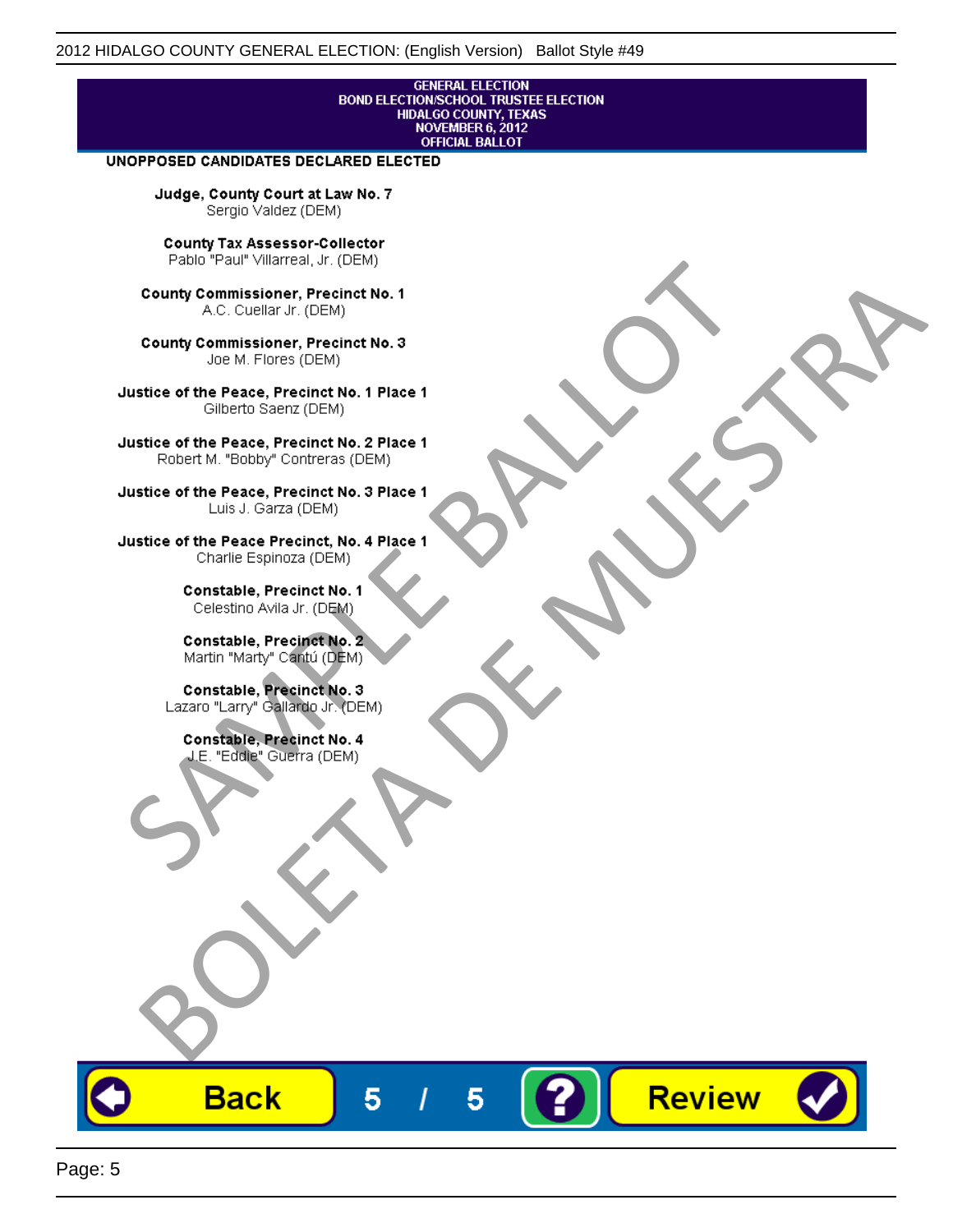GENERAL ELECTION
BOND ELECTION/SCHOOL TRUSTEE ELECTION
HIDALGO COUNTY, TEXAS
NOVEMBER 6, 2012
OFFICIAL BALLOT

**UNOPPOSED CANDIDATES DECLARED ELECTED**

**Judge, County Court at Law No. 7**
Sergio Valdez (DEM)

**County Tax Assessor-Collector**
Pablo "Paul" Villarreal, Jr. (DEM)

**County Commissioner, Precinct No. 1**
A.C. Cuellar Jr. (DEM)

**County Commissioner, Precinct No. 3**
Joe M. Flores (DEM)

**Justice of the Peace, Precinct No. 1 Place 1**
Gilberto Saenz (DEM)

**Justice of the Peace, Precinct No. 2 Place 1**
Robert M. "Bobby" Contreras (DEM)

**Justice of the Peace, Precinct No. 3 Place 1**
Luis J. Garza (DEM)

**Justice of the Peace Precinct, No. 4 Place 1**
Charlie Espinoza (DEM)

**Constable, Precinct No. 1**
Celestino Avila Jr. (DEM)

**Constable, Precinct No. 2**
Martin "Marty" Cantú (DEM)

**Constable, Precinct No. 3**
Lazaro "Larry" Gallardo Jr. (DEM)

**Constable, Precinct No. 4**
J.E. "Eddie" Guerra (DEM)

SAMPLE BALLOT
BOLETA DE MUESTRA

Back 5 / 5 ? Review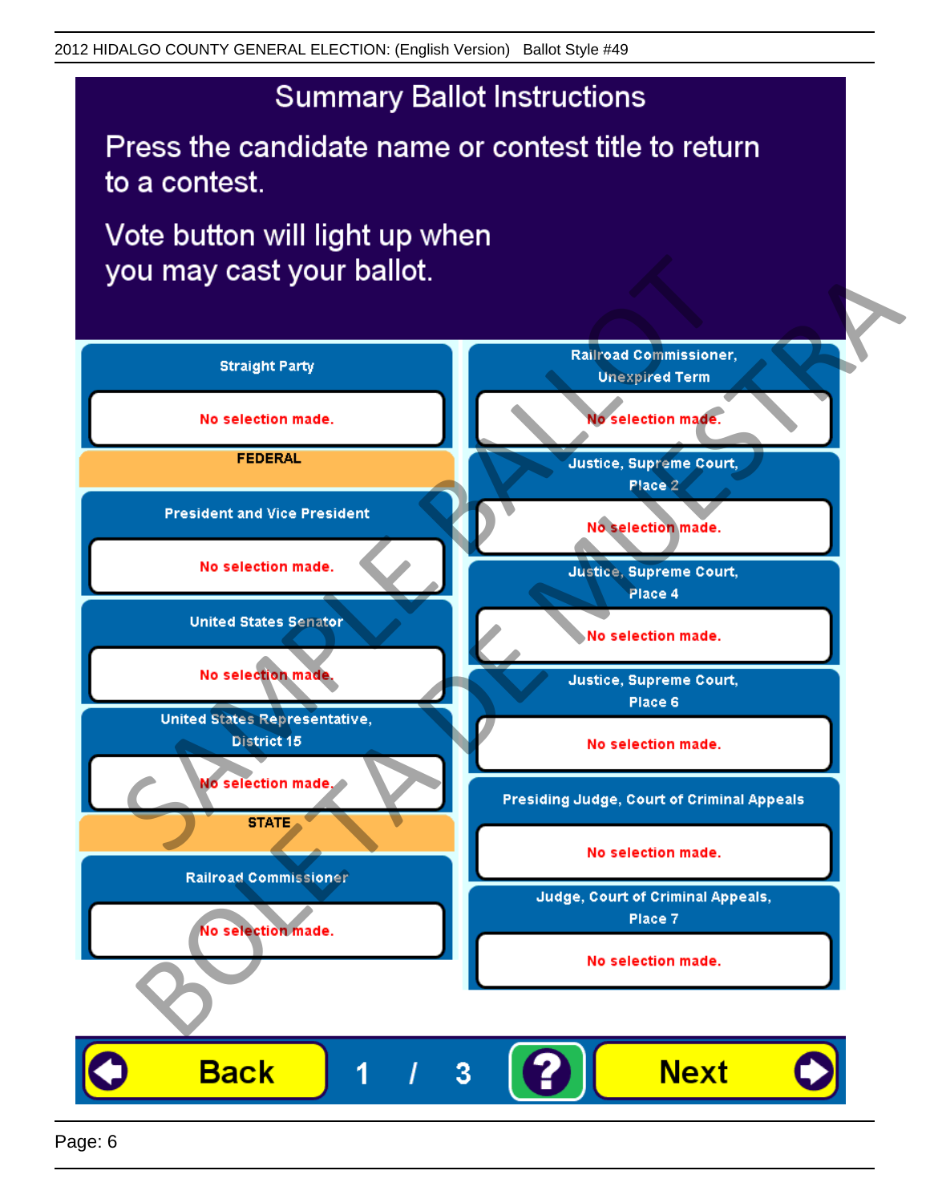2012 HIDALGO COUNTY GENERAL ELECTION: (English Version) Ballot Style #49

# Summary Ballot Instructions

Press the candidate name or contest title to return to a contest.

Vote button will light up when you may cast your ballot.

**Straight Party**

No selection made.

**FEDERAL**

**President and Vice President**

No selection made.

**United States Senator**

No selection made.

**United States Representative, District 15**

No selection made.

**STATE**

**Railroad Commissioner**

No selection made.

**Railroad Commissioner, Unexpired Term**

No selection made.

**Justice, Supreme Court, Place 2**

No selection made.

**Justice, Supreme Court, Place 4**

No selection made.

**Justice, Supreme Court, Place 6**

No selection made.

**Presiding Judge, Court of Criminal Appeals**

No selection made.

**Judge, Court of Criminal Appeals, Place 7**

No selection made.

SAMPLE BALLOT BOLETA DE MUESTRA

Back 1 / 3 ? Next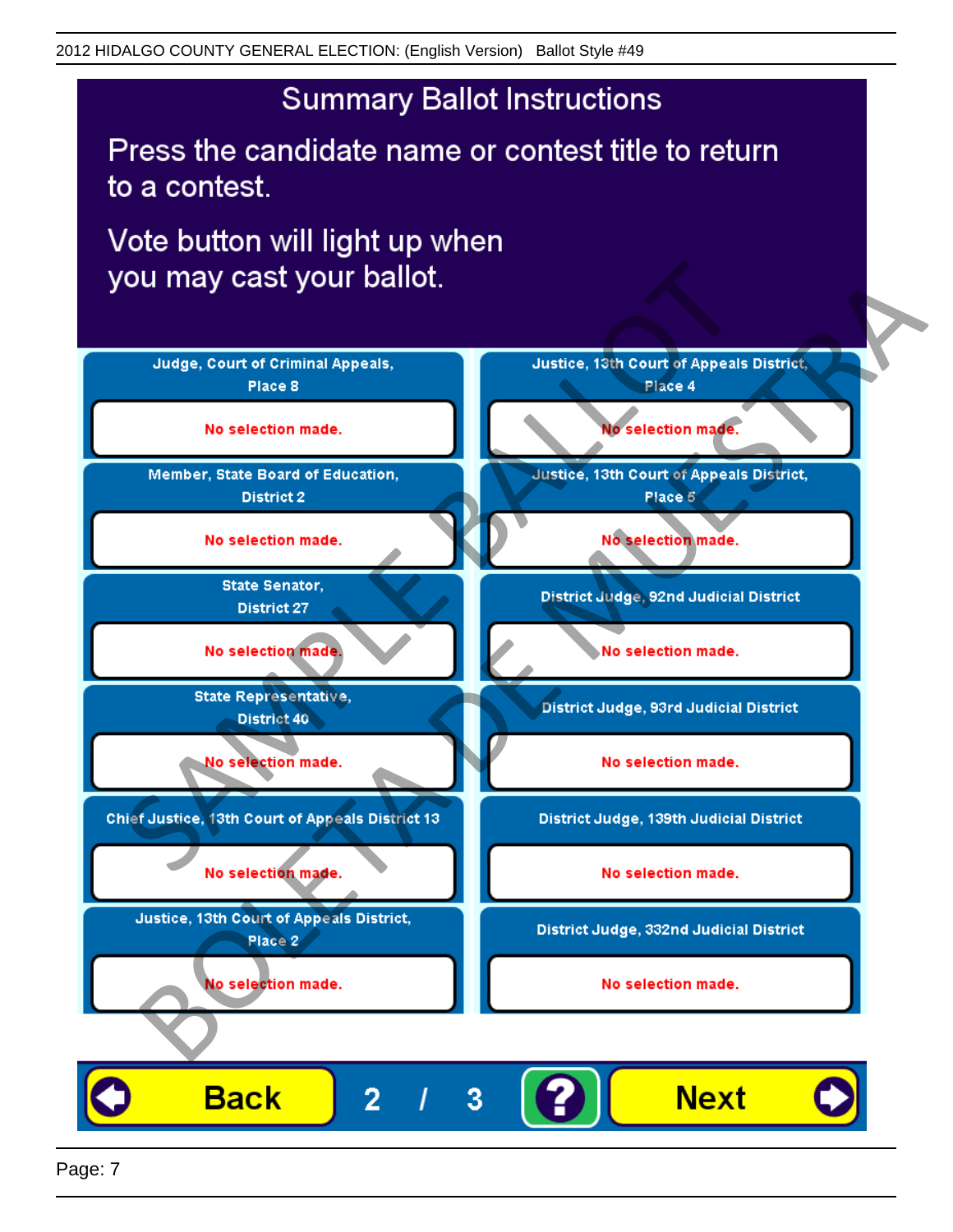2012 HIDALGO COUNTY GENERAL ELECTION: (English Version) Ballot Style #49

# Summary Ballot Instructions

Press the candidate name or contest title to return to a contest.

Vote button will light up when you may cast your ballot.

| Contest | Selection | Contest | Selection |
| --- | --- | --- | --- |
| Judge, Court of Criminal Appeals, Place 8 | No selection made. | Justice, 13th Court of Appeals District, Place 4 | No selection made. |
| Member, State Board of Education, District 2 | No selection made. | Justice, 13th Court of Appeals District, Place 5 | No selection made. |
| State Senator, District 27 | No selection made. | District Judge, 92nd Judicial District | No selection made. |
| State Representative, District 40 | No selection made. | District Judge, 93rd Judicial District | No selection made. |
| Chief Justice, 13th Court of Appeals District 13 | No selection made. | District Judge, 139th Judicial District | No selection made. |
| Justice, 13th Court of Appeals District, Place 2 | No selection made. | District Judge, 332nd Judicial District | No selection made. |

SAMPLE BALLOT

BOLETA DE MUESTRA

Back 2 / 3 ? Next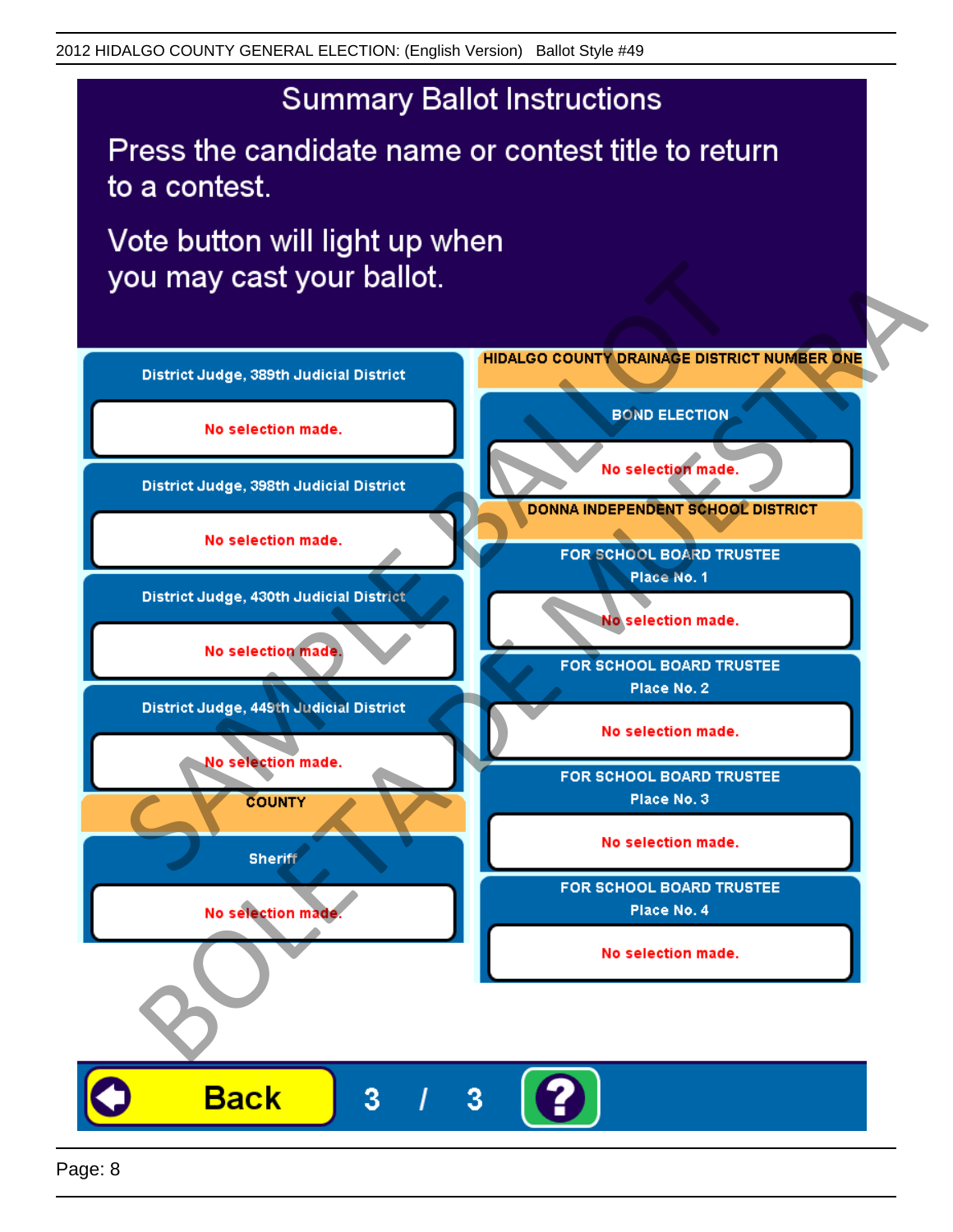2012 HIDALGO COUNTY GENERAL ELECTION: (English Version) Ballot Style #49

# Summary Ballot Instructions

Press the candidate name or contest title to return to a contest.

Vote button will light up when you may cast your ballot.

**District Judge, 389th Judicial District**

No selection made.

**District Judge, 398th Judicial District**

No selection made.

**District Judge, 430th Judicial District**

No selection made.

**District Judge, 449th Judicial District**

No selection made.

**COUNTY**

**Sheriff**

No selection made.

**HIDALGO COUNTY DRAINAGE DISTRICT NUMBER ONE**

**BOND ELECTION**

No selection made.

**DONNA INDEPENDENT SCHOOL DISTRICT**

**FOR SCHOOL BOARD TRUSTEE Place No. 1**

No selection made.

**FOR SCHOOL BOARD TRUSTEE Place No. 2**

No selection made.

**FOR SCHOOL BOARD TRUSTEE Place No. 3**

No selection made.

**FOR SCHOOL BOARD TRUSTEE Place No. 4**

No selection made.

Back 3 / 3 ?

SAMPLE BALLOT

BOLETA DE MUESTRA